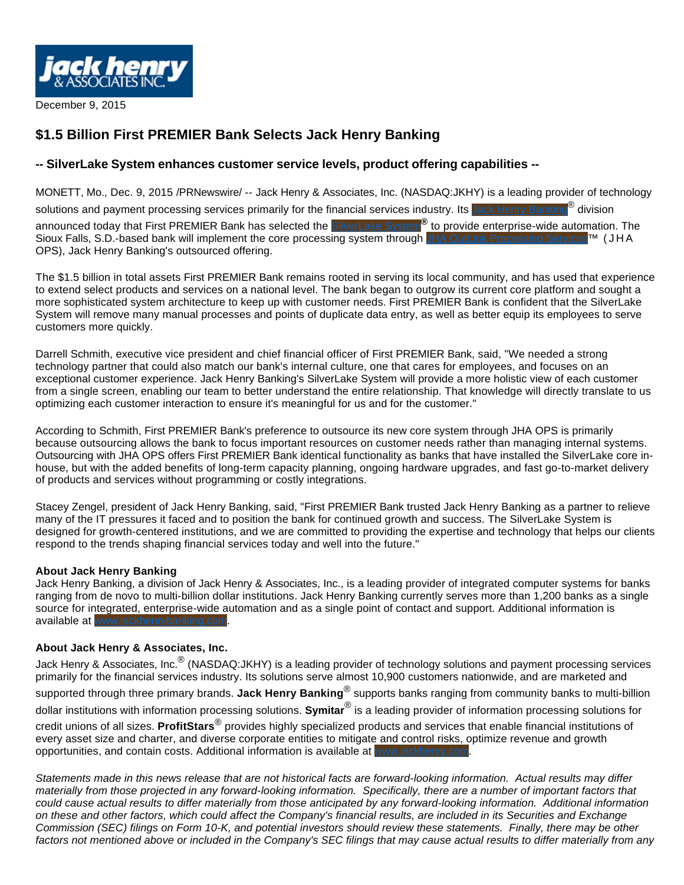December 9, 2015

## $1.5 Billion First PREMIER Bank Selects Jack Henry Banking

### -- SilverLake System enhances customer service levels, product offering capabilities --

MONETT, Mo., Dec. 9, 2015 /PRNewswire/ -- Jack Henry & Associates, Inc. (NASDAQ:JKHY) is a leading provider of technology solutions and payment processing services primarily for the financial services industry. Its Jack Henry Banking® division announced today that First PREMIER Bank has selected the SilverLake System® to provide enterprise-wide automation. The Sioux Falls, S.D.-based bank will implement the core processing system through JHA OutLink Processing Services™ (JHA OPS), Jack Henry Banking's outsourced offering.

The $1.5 billion in total assets First PREMIER Bank remains rooted in serving its local community, and has used that experience to extend select products and services on a national level. The bank began to outgrow its current core platform and sought a more sophisticated system architecture to keep up with customer needs. First PREMIER Bank is confident that the SilverLake System will remove many manual processes and points of duplicate data entry, as well as better equip its employees to serve customers more quickly.

Darrell Schmith, executive vice president and chief financial officer of First PREMIER Bank, said, "We needed a strong technology partner that could also match our bank's internal culture, one that cares for employees, and focuses on an exceptional customer experience. Jack Henry Banking's SilverLake System will provide a more holistic view of each customer from a single screen, enabling our team to better understand the entire relationship. That knowledge will directly translate to us optimizing each customer interaction to ensure it's meaningful for us and for the customer."

According to Schmith, First PREMIER Bank's preference to outsource its new core system through JHA OPS is primarily because outsourcing allows the bank to focus important resources on customer needs rather than managing internal systems. Outsourcing with JHA OPS offers First PREMIER Bank identical functionality as banks that have installed the SilverLake core in-house, but with the added benefits of long-term capacity planning, ongoing hardware upgrades, and fast go-to-market delivery of products and services without programming or costly integrations.

Stacey Zengel, president of Jack Henry Banking, said, "First PREMIER Bank trusted Jack Henry Banking as a partner to relieve many of the IT pressures it faced and to position the bank for continued growth and success. The SilverLake System is designed for growth-centered institutions, and we are committed to providing the expertise and technology that helps our clients respond to the trends shaping financial services today and well into the future."

**About Jack Henry Banking**
Jack Henry Banking, a division of Jack Henry & Associates, Inc., is a leading provider of integrated computer systems for banks ranging from de novo to multi-billion dollar institutions. Jack Henry Banking currently serves more than 1,200 banks as a single source for integrated, enterprise-wide automation and as a single point of contact and support. Additional information is available at www.jackhenrybanking.com.

**About Jack Henry & Associates, Inc.**
Jack Henry & Associates, Inc.® (NASDAQ:JKHY) is a leading provider of technology solutions and payment processing services primarily for the financial services industry. Its solutions serve almost 10,900 customers nationwide, and are marketed and supported through three primary brands. **Jack Henry Banking**® supports banks ranging from community banks to multi-billion dollar institutions with information processing solutions. **Symitar**® is a leading provider of information processing solutions for credit unions of all sizes. **ProfitStars**® provides highly specialized products and services that enable financial institutions of every asset size and charter, and diverse corporate entities to mitigate and control risks, optimize revenue and growth opportunities, and contain costs. Additional information is available at www.jackhenry.com.

*Statements made in this news release that are not historical facts are forward-looking information. Actual results may differ materially from those projected in any forward-looking information. Specifically, there are a number of important factors that could cause actual results to differ materially from those anticipated by any forward-looking information. Additional information on these and other factors, which could affect the Company's financial results, are included in its Securities and Exchange Commission (SEC) filings on Form 10-K, and potential investors should review these statements. Finally, there may be other factors not mentioned above or included in the Company's SEC filings that may cause actual results to differ materially from any*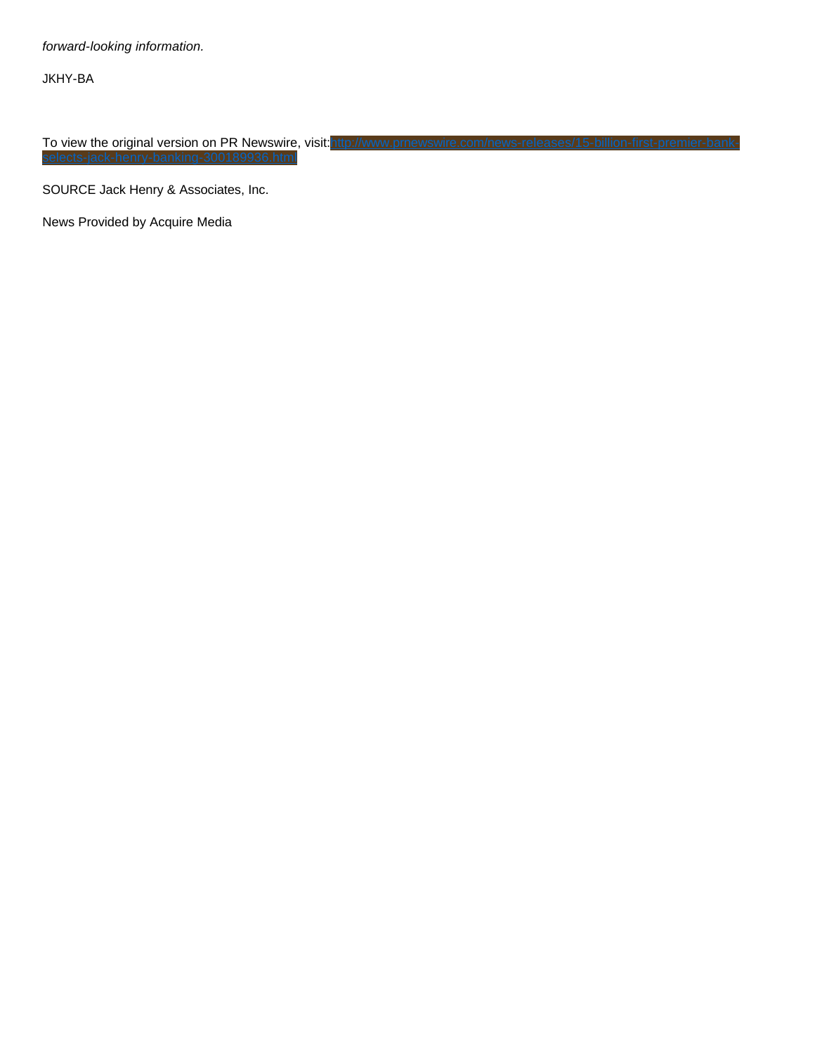*forward-looking information.*

JKHY-BA

To view the original version on PR Newswire, visit: http://www.prnewswire.com/news-releases/15-billion-first-premier-bank-selects-jack-henry-banking-300189936.html

SOURCE Jack Henry & Associates, Inc.

News Provided by Acquire Media